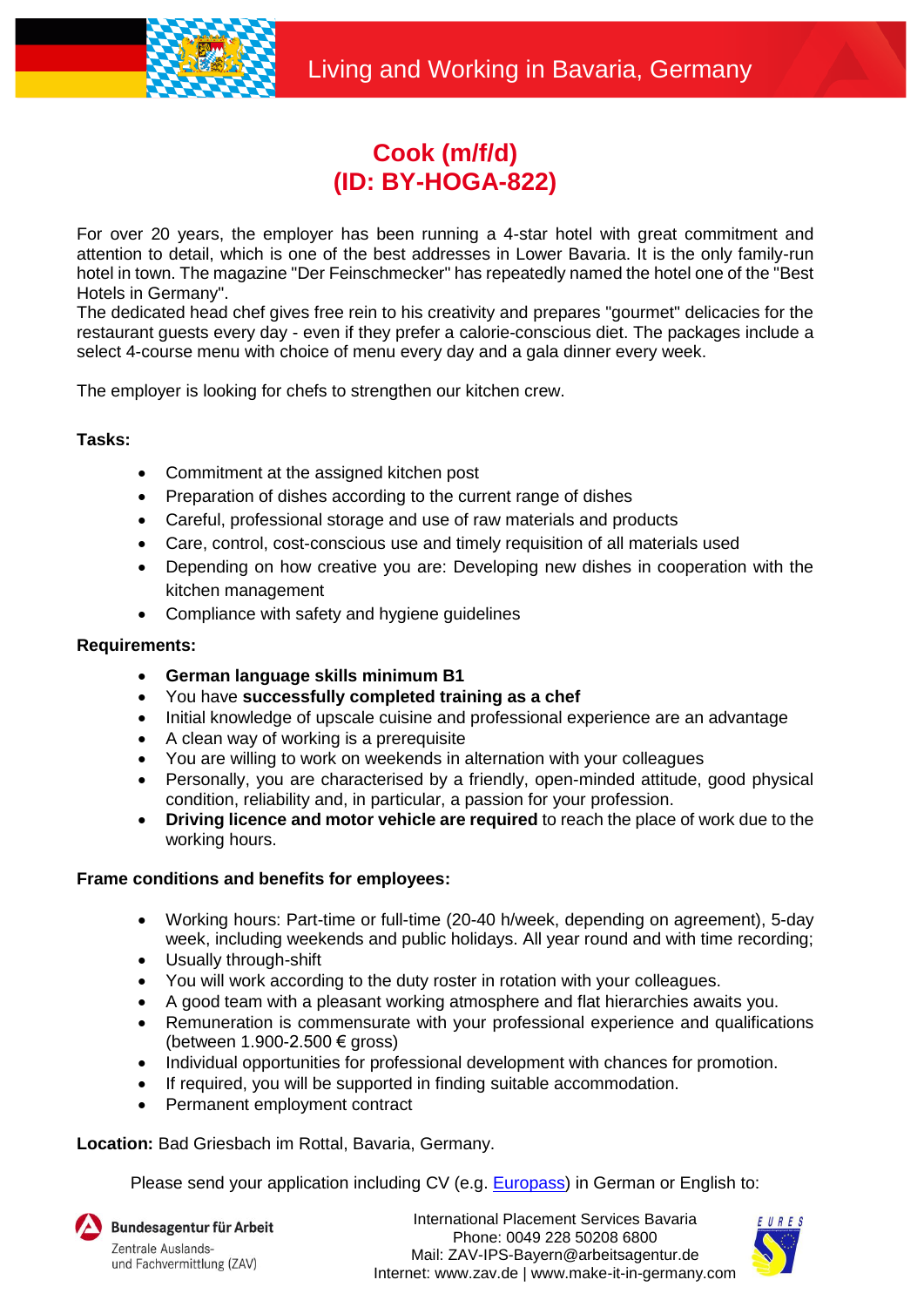Living and Working in Bavaria, Germany

# Cook (m/f/d)
# (ID: BY-HOGA-822)

For over 20 years, the employer has been running a 4-star hotel with great commitment and attention to detail, which is one of the best addresses in Lower Bavaria. It is the only family-run hotel in town. The magazine "Der Feinschmecker" has repeatedly named the hotel one of the "Best Hotels in Germany".
The dedicated head chef gives free rein to his creativity and prepares "gourmet" delicacies for the restaurant guests every day - even if they prefer a calorie-conscious diet. The packages include a select 4-course menu with choice of menu every day and a gala dinner every week.

The employer is looking for chefs to strengthen our kitchen crew.

**Tasks:**

- Commitment at the assigned kitchen post
- Preparation of dishes according to the current range of dishes
- Careful, professional storage and use of raw materials and products
- Care, control, cost-conscious use and timely requisition of all materials used
- Depending on how creative you are: Developing new dishes in cooperation with the kitchen management
- Compliance with safety and hygiene guidelines

**Requirements:**

- **German language skills minimum B1**
- You have **successfully completed training as a chef**
- Initial knowledge of upscale cuisine and professional experience are an advantage
- A clean way of working is a prerequisite
- You are willing to work on weekends in alternation with your colleagues
- Personally, you are characterised by a friendly, open-minded attitude, good physical condition, reliability and, in particular, a passion for your profession.
- **Driving licence and motor vehicle are required** to reach the place of work due to the working hours.

**Frame conditions and benefits for employees:**

- Working hours: Part-time or full-time (20-40 h/week, depending on agreement), 5-day week, including weekends and public holidays. All year round and with time recording;
- Usually through-shift
- You will work according to the duty roster in rotation with your colleagues.
- A good team with a pleasant working atmosphere and flat hierarchies awaits you.
- Remuneration is commensurate with your professional experience and qualifications (between 1.900-2.500 € gross)
- Individual opportunities for professional development with chances for promotion.
- If required, you will be supported in finding suitable accommodation.
- Permanent employment contract

**Location:** Bad Griesbach im Rottal, Bavaria, Germany.

Please send your application including CV (e.g. Europass) in German or English to:

Bundesagentur für Arbeit
Zentrale Auslands- und Fachvermittlung (ZAV)

International Placement Services Bavaria
Phone: 0049 228 50208 6800
Mail: ZAV-IPS-Bayern@arbeitsagentur.de
Internet: www.zav.de | www.make-it-in-germany.com

EURES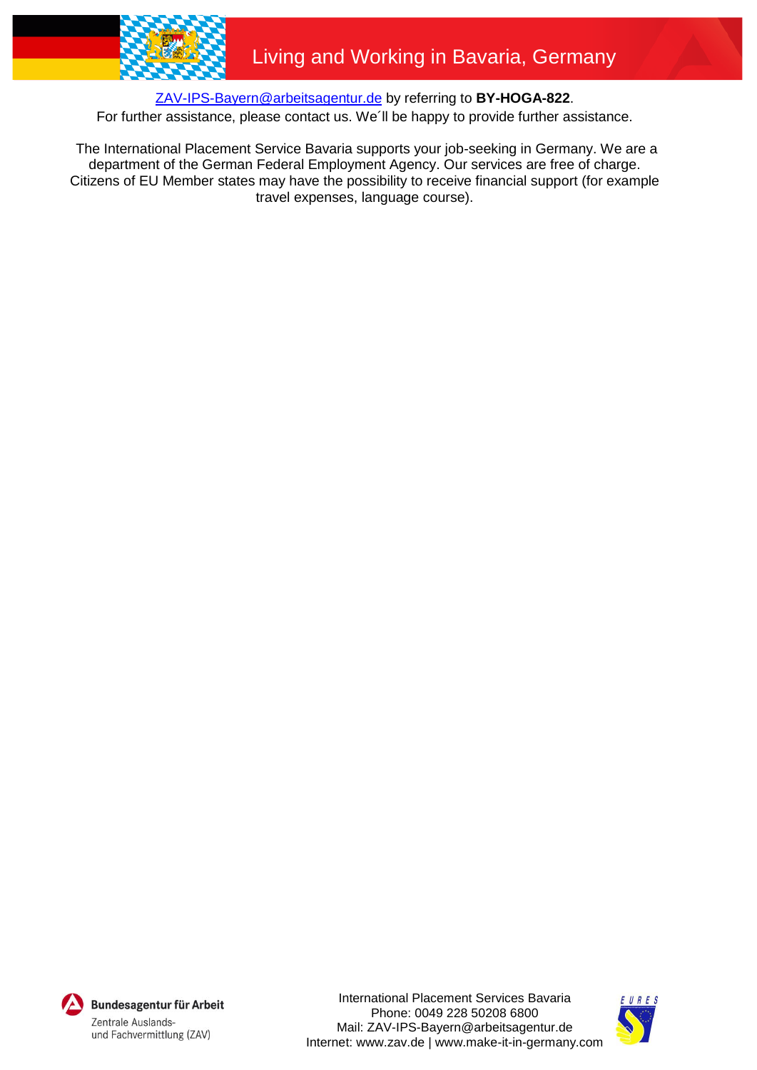ZAV-IPS-Bayern@arbeitsagentur.de by referring to **BY-HOGA-822**.
For further assistance, please contact us. We´ll be happy to provide further assistance.

The International Placement Service Bavaria supports your job-seeking in Germany. We are a department of the German Federal Employment Agency. Our services are free of charge. Citizens of EU Member states may have the possibility to receive financial support (for example travel expenses, language course).